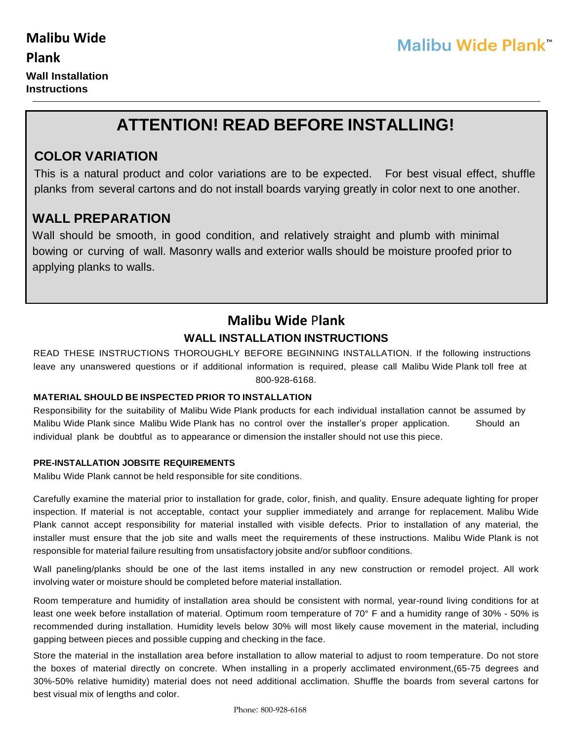# Malibu Wide Plank

**Wall Installation Instructions**

Malibu Wide Plank™

## ATTENTION! READ BEFORE INSTALLING!

### COLOR VARIATION

This is a natural product and color variations are to be expected. For best visual effect, shuffle planks from several cartons and do not install boards varying greatly in color next to one another.

### WALL PREPARATION

Wall should be smooth, in good condition, and relatively straight and plumb with minimal bowing or curving of wall. Masonry walls and exterior walls should be moisture proofed prior to applying planks to walls.

## Malibu Wide Plank

### WALL INSTALLATION INSTRUCTIONS

READ THESE INSTRUCTIONS THOROUGHLY BEFORE BEGINNING INSTALLATION. If the following instructions leave any unanswered questions or if additional information is required, please call Malibu Wide Plank toll free at 800-928-6168.

**MATERIAL SHOULD BE INSPECTED PRIOR TO INSTALLATION**

Responsibility for the suitability of Malibu Wide Plank products for each individual installation cannot be assumed by Malibu Wide Plank since Malibu Wide Plank has no control over the installer's proper application. Should an individual plank be doubtful as to appearance or dimension the installer should not use this piece.

**PRE-INSTALLATION JOBSITE REQUIREMENTS**

Malibu Wide Plank cannot be held responsible for site conditions.

Carefully examine the material prior to installation for grade, color, finish, and quality. Ensure adequate lighting for proper inspection. If material is not acceptable, contact your supplier immediately and arrange for replacement. Malibu Wide Plank cannot accept responsibility for material installed with visible defects. Prior to installation of any material, the installer must ensure that the job site and walls meet the requirements of these instructions. Malibu Wide Plank is not responsible for material failure resulting from unsatisfactory jobsite and/or subfloor conditions.

Wall paneling/planks should be one of the last items installed in any new construction or remodel project. All work involving water or moisture should be completed before material installation.

Room temperature and humidity of installation area should be consistent with normal, year-round living conditions for at least one week before installation of material. Optimum room temperature of 70° F and a humidity range of 30% - 50% is recommended during installation. Humidity levels below 30% will most likely cause movement in the material, including gapping between pieces and possible cupping and checking in the face.

Store the material in the installation area before installation to allow material to adjust to room temperature. Do not store the boxes of material directly on concrete. When installing in a properly acclimated environment,(65-75 degrees and 30%-50% relative humidity) material does not need additional acclimation. Shuffle the boards from several cartons for best visual mix of lengths and color.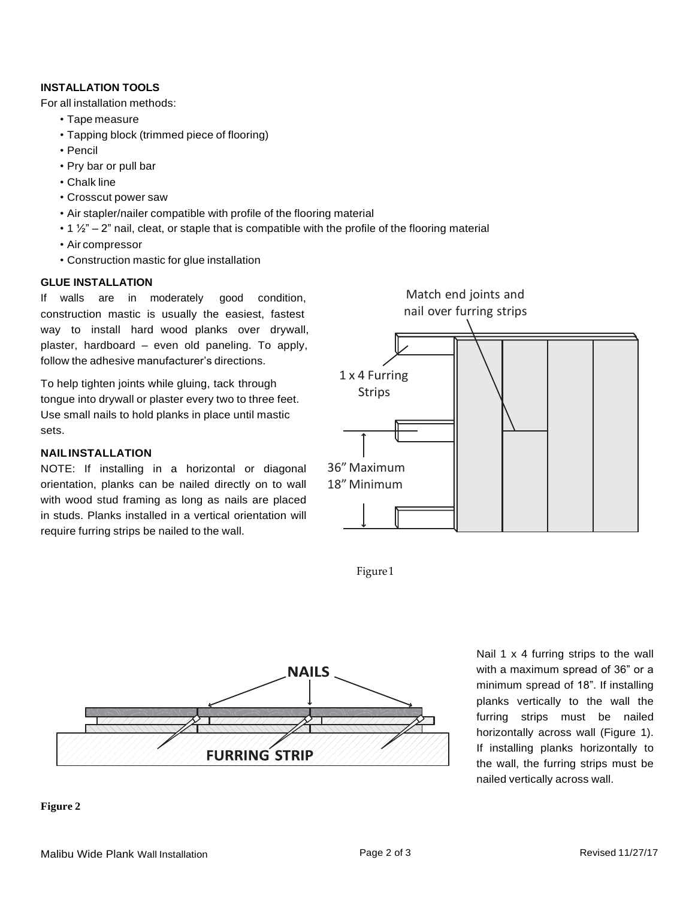## INSTALLATION TOOLS

For all installation methods:

- Tape measure
- Tapping block (trimmed piece of flooring)
- Pencil
- Pry bar or pull bar
- Chalk line
- Crosscut power saw
- Air stapler/nailer compatible with profile of the flooring material
- 1 ½" – 2" nail, cleat, or staple that is compatible with the profile of the flooring material
- Air compressor
- Construction mastic for glue installation

## GLUE INSTALLATION

If walls are in moderately good condition, construction mastic is usually the easiest, fastest way to install hard wood planks over drywall, plaster, hardboard – even old paneling. To apply, follow the adhesive manufacturer's directions.

To help tighten joints while gluing, tack through tongue into drywall or plaster every two to three feet. Use small nails to hold planks in place until mastic sets.

## NAIL INSTALLATION

NOTE: If installing in a horizontal or diagonal orientation, planks can be nailed directly on to wall with wood stud framing as long as nails are placed in studs. Planks installed in a vertical orientation will require furring strips be nailed to the wall.

Match end joints and nail over furring strips

1 x 4 Furring Strips

36" Maximum
18" Minimum

Figure 1

NAILS

FURRING STRIP

Nail 1 x 4 furring strips to the wall with a maximum spread of 36" or a minimum spread of 18". If installing planks vertically to the wall the furring strips must be nailed horizontally across wall (Figure 1). If installing planks horizontally to the wall, the furring strips must be nailed vertically across wall.

**Figure 2**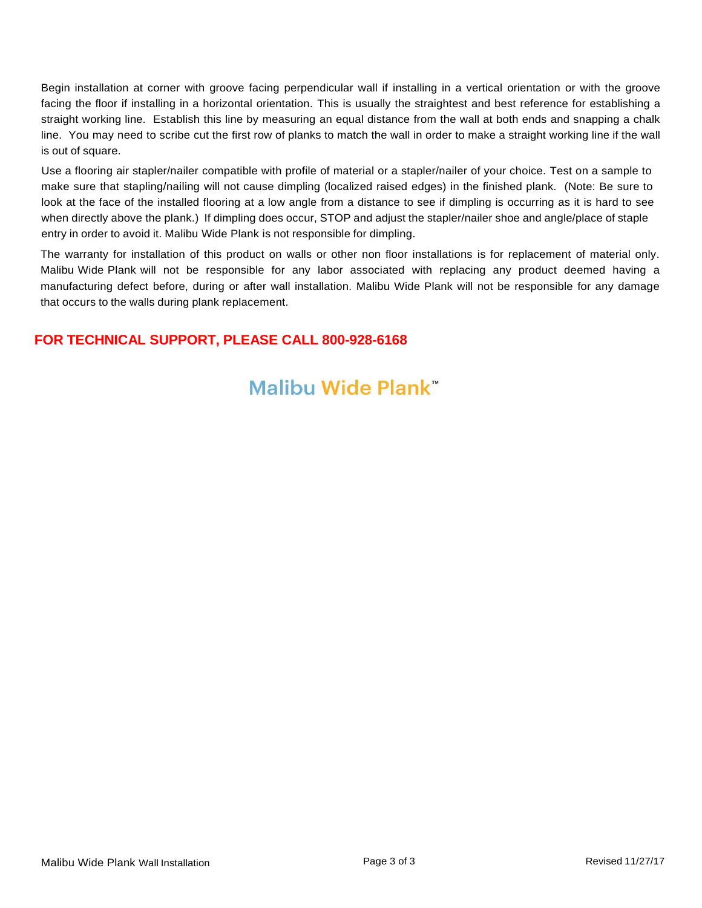Begin installation at corner with groove facing perpendicular wall if installing in a vertical orientation or with the groove facing the floor if installing in a horizontal orientation. This is usually the straightest and best reference for establishing a straight working line. Establish this line by measuring an equal distance from the wall at both ends and snapping a chalk line. You may need to scribe cut the first row of planks to match the wall in order to make a straight working line if the wall is out of square.

Use a flooring air stapler/nailer compatible with profile of material or a stapler/nailer of your choice. Test on a sample to make sure that stapling/nailing will not cause dimpling (localized raised edges) in the finished plank. (Note: Be sure to look at the face of the installed flooring at a low angle from a distance to see if dimpling is occurring as it is hard to see when directly above the plank.) If dimpling does occur, STOP and adjust the stapler/nailer shoe and angle/place of staple entry in order to avoid it. Malibu Wide Plank is not responsible for dimpling.

The warranty for installation of this product on walls or other non floor installations is for replacement of material only. Malibu Wide Plank will not be responsible for any labor associated with replacing any product deemed having a manufacturing defect before, during or after wall installation. Malibu Wide Plank will not be responsible for any damage that occurs to the walls during plank replacement.

**FOR TECHNICAL SUPPORT, PLEASE CALL 800-928-6168**

**Malibu Wide Plank™**